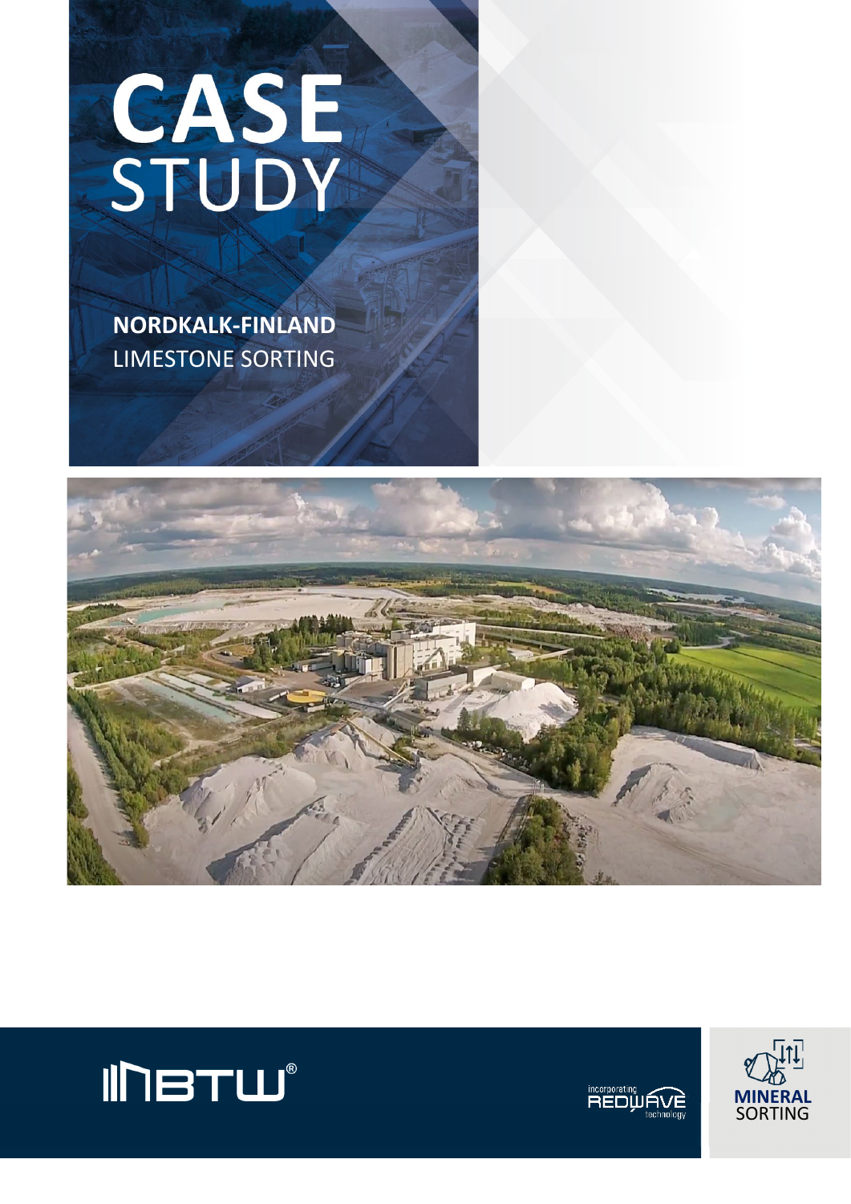# CASE STUDY

**NORDKALK-FINLAND**
LIMESTONE SORTING

TBTW®

incorporating REDWAVE technology

**MINERAL** SORTING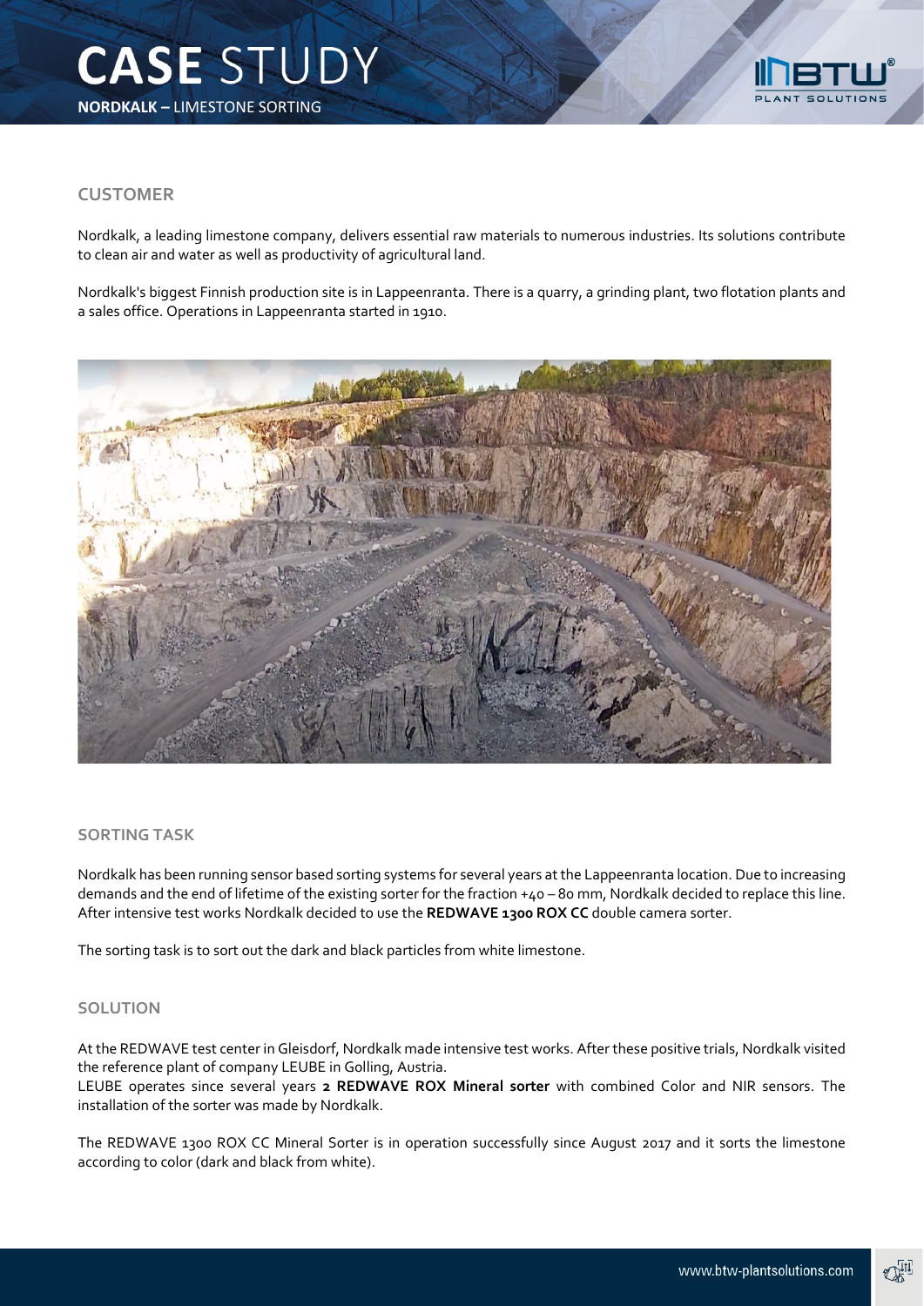# CASE STUDY

**NORDKALK –** LIMESTONE SORTING

## CUSTOMER

Nordkalk, a leading limestone company, delivers essential raw materials to numerous industries. Its solutions contribute to clean air and water as well as productivity of agricultural land.

Nordkalk's biggest Finnish production site is in Lappeenranta. There is a quarry, a grinding plant, two flotation plants and a sales office. Operations in Lappeenranta started in 1910.

## SORTING TASK

Nordkalk has been running sensor based sorting systems for several years at the Lappeenranta location. Due to increasing demands and the end of lifetime of the existing sorter for the fraction +40 – 80 mm, Nordkalk decided to replace this line. After intensive test works Nordkalk decided to use the **REDWAVE 1300 ROX CC** double camera sorter.

The sorting task is to sort out the dark and black particles from white limestone.

## SOLUTION

At the REDWAVE test center in Gleisdorf, Nordkalk made intensive test works. After these positive trials, Nordkalk visited the reference plant of company LEUBE in Golling, Austria.
LEUBE operates since several years **2 REDWAVE ROX Mineral sorter** with combined Color and NIR sensors. The installation of the sorter was made by Nordkalk.

The REDWAVE 1300 ROX CC Mineral Sorter is in operation successfully since August 2017 and it sorts the limestone according to color (dark and black from white).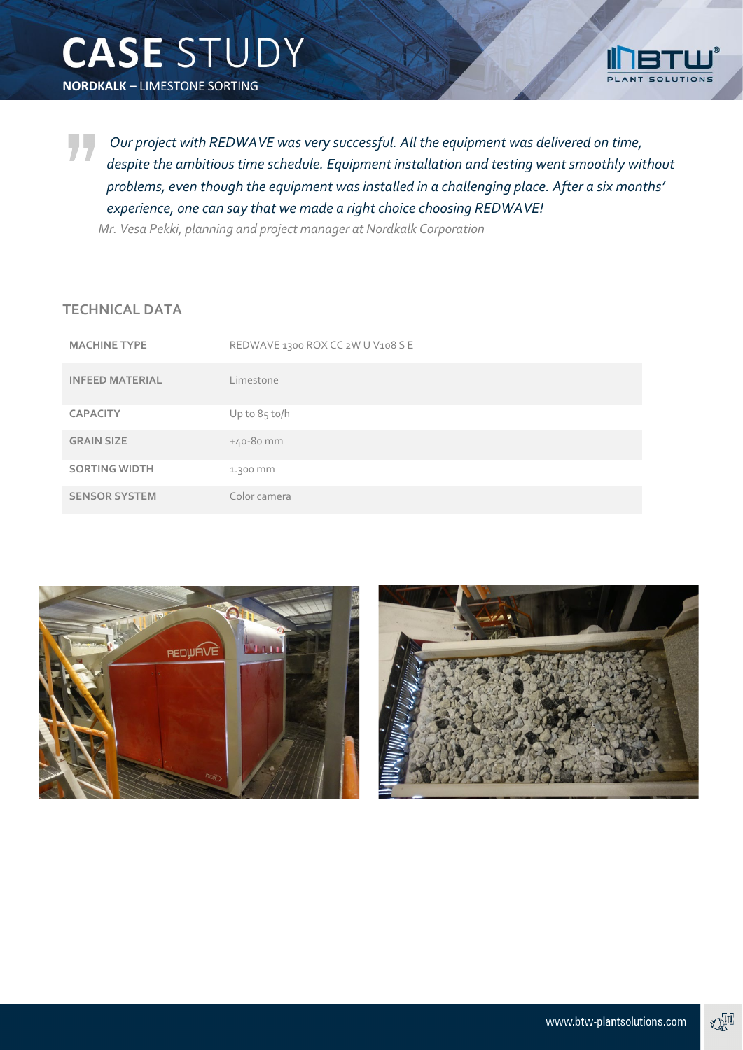# CASE STUDY

**NORDKALK –** LIMESTONE SORTING

> *Our project with REDWAVE was very successful. All the equipment was delivered on time, despite the ambitious time schedule. Equipment installation and testing went smoothly without problems, even though the equipment was installed in a challenging place. After a six months' experience, one can say that we made a right choice choosing REDWAVE!*
>
> *Mr. Vesa Pekki, planning and project manager at Nordkalk Corporation*

## TECHNICAL DATA

| | |
|---|---|
| MACHINE TYPE | REDWAVE 1300 ROX CC 2W U V108 S E |
| INFEED MATERIAL | Limestone |
| CAPACITY | Up to 85 to/h |
| GRAIN SIZE | +40-80 mm |
| SORTING WIDTH | 1.300 mm |
| SENSOR SYSTEM | Color camera |